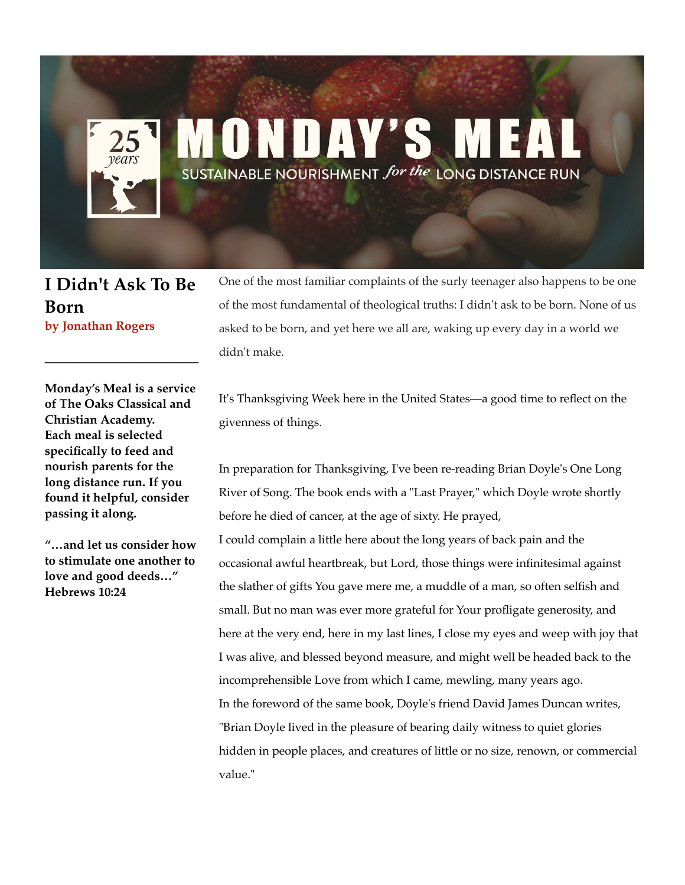# MONDAY'S MEAL

25 years

SUSTAINABLE NOURISHMENT *for the* LONG DISTANCE RUN

## I Didn't Ask To Be Born

**by Jonathan Rogers**

---

**Monday's Meal is a service of The Oaks Classical and Christian Academy. Each meal is selected specifically to feed and nourish parents for the long distance run. If you found it helpful, consider passing it along.**

**"…and let us consider how to stimulate one another to love and good deeds…" Hebrews 10:24**

One of the most familiar complaints of the surly teenager also happens to be one of the most fundamental of theological truths: I didn't ask to be born. None of us asked to be born, and yet here we all are, waking up every day in a world we didn't make.

It's Thanksgiving Week here in the United States—a good time to reflect on the givenness of things.

In preparation for Thanksgiving, I've been re-reading Brian Doyle's One Long River of Song. The book ends with a "Last Prayer," which Doyle wrote shortly before he died of cancer, at the age of sixty. He prayed,

I could complain a little here about the long years of back pain and the occasional awful heartbreak, but Lord, those things were infinitesimal against the slather of gifts You gave mere me, a muddle of a man, so often selfish and small. But no man was ever more grateful for Your profligate generosity, and here at the very end, here in my last lines, I close my eyes and weep with joy that I was alive, and blessed beyond measure, and might well be headed back to the incomprehensible Love from which I came, mewling, many years ago.

In the foreword of the same book, Doyle's friend David James Duncan writes, "Brian Doyle lived in the pleasure of bearing daily witness to quiet glories hidden in people places, and creatures of little or no size, renown, or commercial value."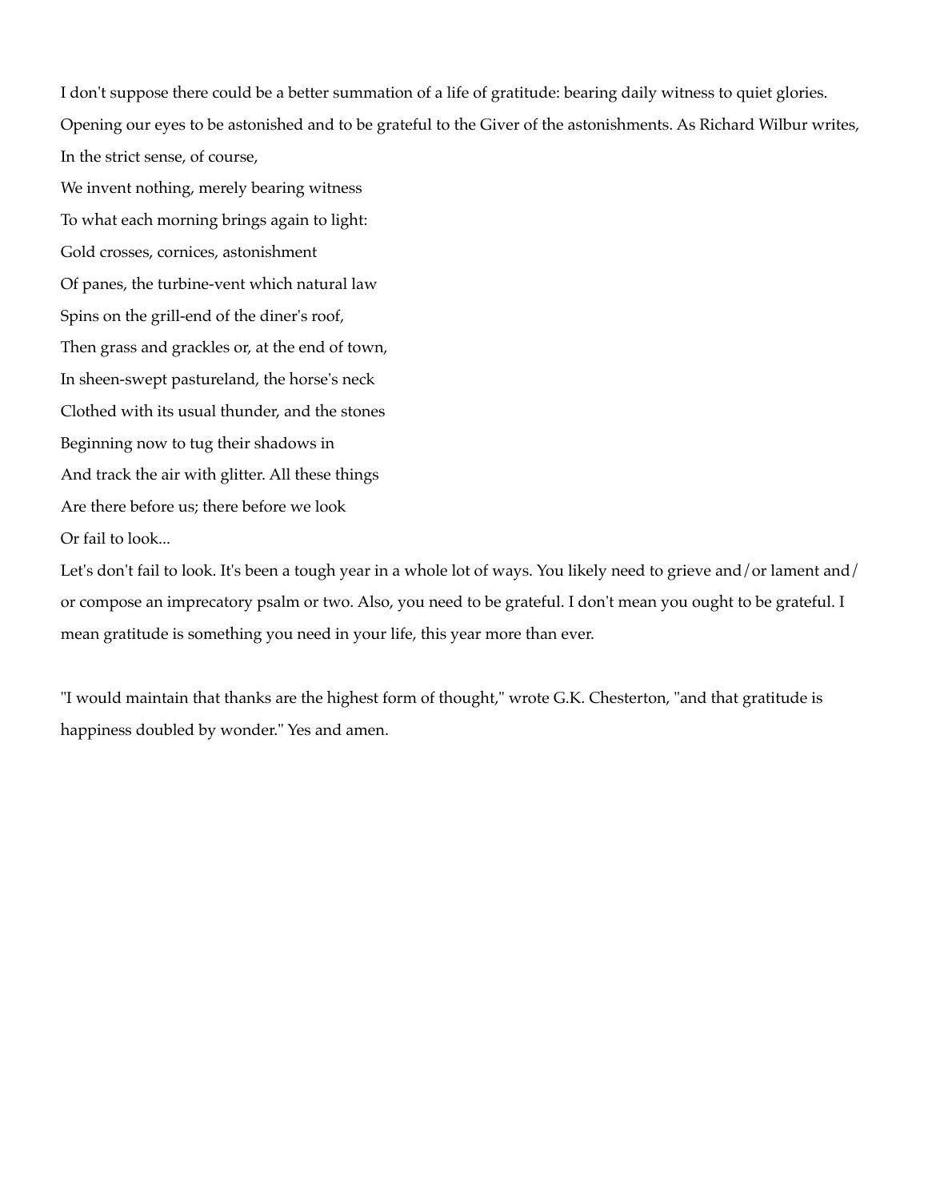I don't suppose there could be a better summation of a life of gratitude: bearing daily witness to quiet glories. Opening our eyes to be astonished and to be grateful to the Giver of the astonishments. As Richard Wilbur writes,

In the strict sense, of course,  
We invent nothing, merely bearing witness  
To what each morning brings again to light:  
Gold crosses, cornices, astonishment  
Of panes, the turbine-vent which natural law  
Spins on the grill-end of the diner's roof,  
Then grass and grackles or, at the end of town,  
In sheen-swept pastureland, the horse's neck  
Clothed with its usual thunder, and the stones  
Beginning now to tug their shadows in  
And track the air with glitter. All these things  
Are there before us; there before we look  
Or fail to look...

Let's don't fail to look. It's been a tough year in a whole lot of ways. You likely need to grieve and/or lament and/or compose an imprecatory psalm or two. Also, you need to be grateful. I don't mean you ought to be grateful. I mean gratitude is something you need in your life, this year more than ever.

"I would maintain that thanks are the highest form of thought," wrote G.K. Chesterton, "and that gratitude is happiness doubled by wonder." Yes and amen.